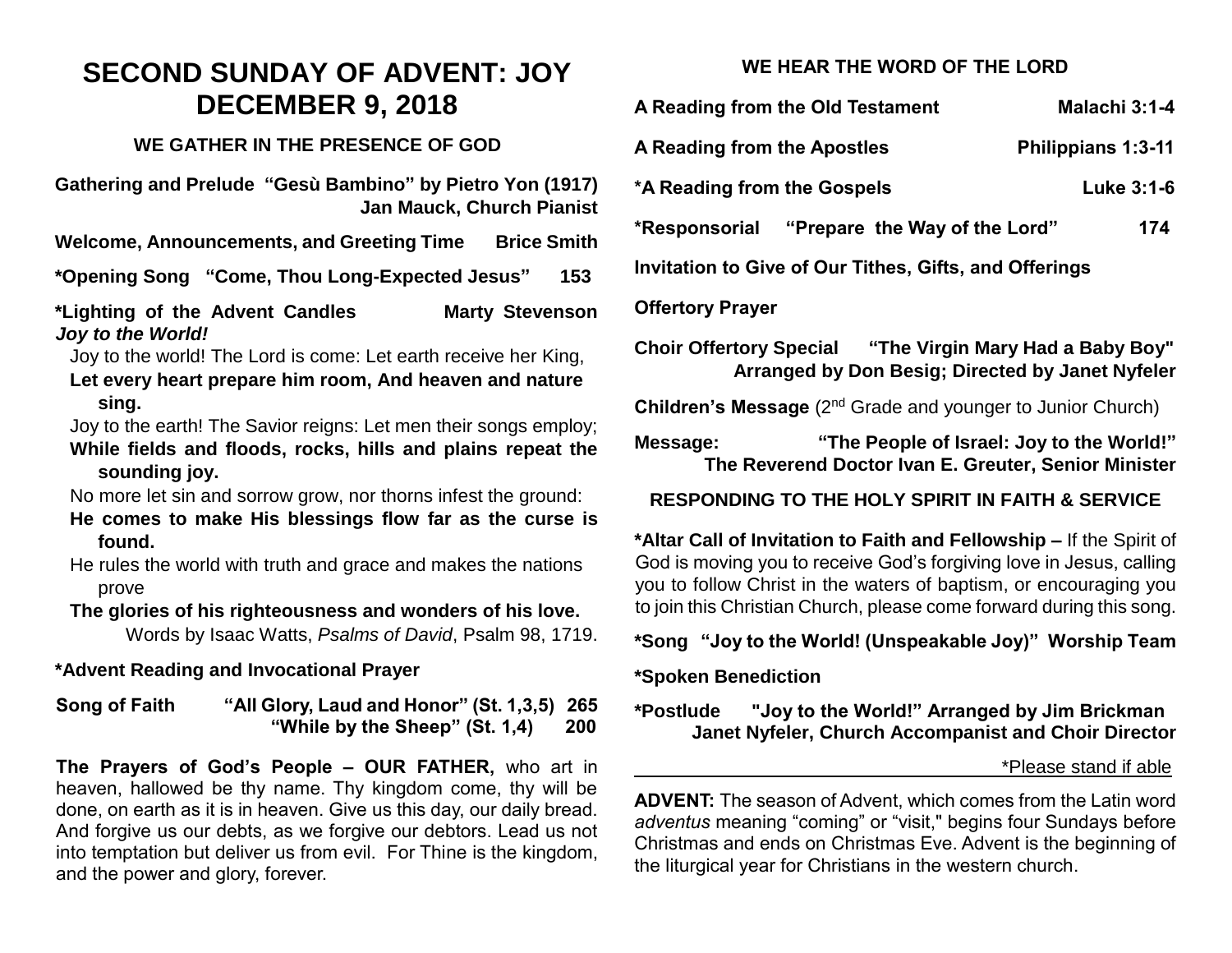# SECOND SUNDAY OF ADVENT: JOY
# DECEMBER 9, 2018

## WE GATHER IN THE PRESENCE OF GOD

**Gathering and Prelude "Gesù Bambino" by Pietro Yon (1917)**
**Jan Mauck, Church Pianist**

**Welcome, Announcements, and Greeting Time Brice Smith**

**\*Opening Song "Come, Thou Long-Expected Jesus" 153**

**\*Lighting of the Advent Candles Marty Stevenson**
***Joy to the World!***

Joy to the world! The Lord is come: Let earth receive her King,
**Let every heart prepare him room, And heaven and nature sing.**

Joy to the earth! The Savior reigns: Let men their songs employ;
**While fields and floods, rocks, hills and plains repeat the sounding joy.**

No more let sin and sorrow grow, nor thorns infest the ground:
**He comes to make His blessings flow far as the curse is found.**

He rules the world with truth and grace and makes the nations prove
**The glories of his righteousness and wonders of his love.**

Words by Isaac Watts, *Psalms of David*, Psalm 98, 1719.

**\*Advent Reading and Invocational Prayer**

**Song of Faith "All Glory, Laud and Honor" (St. 1,3,5) 265**
**"While by the Sheep" (St. 1,4) 200**

**The Prayers of God's People – OUR FATHER,** who art in heaven, hallowed be thy name. Thy kingdom come, thy will be done, on earth as it is in heaven. Give us this day, our daily bread. And forgive us our debts, as we forgive our debtors. Lead us not into temptation but deliver us from evil. For Thine is the kingdom, and the power and glory, forever.

## WE HEAR THE WORD OF THE LORD

**A Reading from the Old Testament Malachi 3:1-4**

**A Reading from the Apostles Philippians 1:3-11**

**\*A Reading from the Gospels Luke 3:1-6**

**\*Responsorial "Prepare the Way of the Lord" 174**

**Invitation to Give of Our Tithes, Gifts, and Offerings**

**Offertory Prayer**

**Choir Offertory Special "The Virgin Mary Had a Baby Boy"**
**Arranged by Don Besig; Directed by Janet Nyfeler**

**Children's Message** (2nd Grade and younger to Junior Church)

**Message: "The People of Israel: Joy to the World!"**
**The Reverend Doctor Ivan E. Greuter, Senior Minister**

## RESPONDING TO THE HOLY SPIRIT IN FAITH & SERVICE

**\*Altar Call of Invitation to Faith and Fellowship –** If the Spirit of God is moving you to receive God's forgiving love in Jesus, calling you to follow Christ in the waters of baptism, or encouraging you to join this Christian Church, please come forward during this song.

**\*Song "Joy to the World! (Unspeakable Joy)" Worship Team**

**\*Spoken Benediction**

**\*Postlude "Joy to the World!" Arranged by Jim Brickman**
**Janet Nyfeler, Church Accompanist and Choir Director**

\*Please stand if able

**ADVENT:** The season of Advent, which comes from the Latin word *adventus* meaning "coming" or "visit," begins four Sundays before Christmas and ends on Christmas Eve. Advent is the beginning of the liturgical year for Christians in the western church.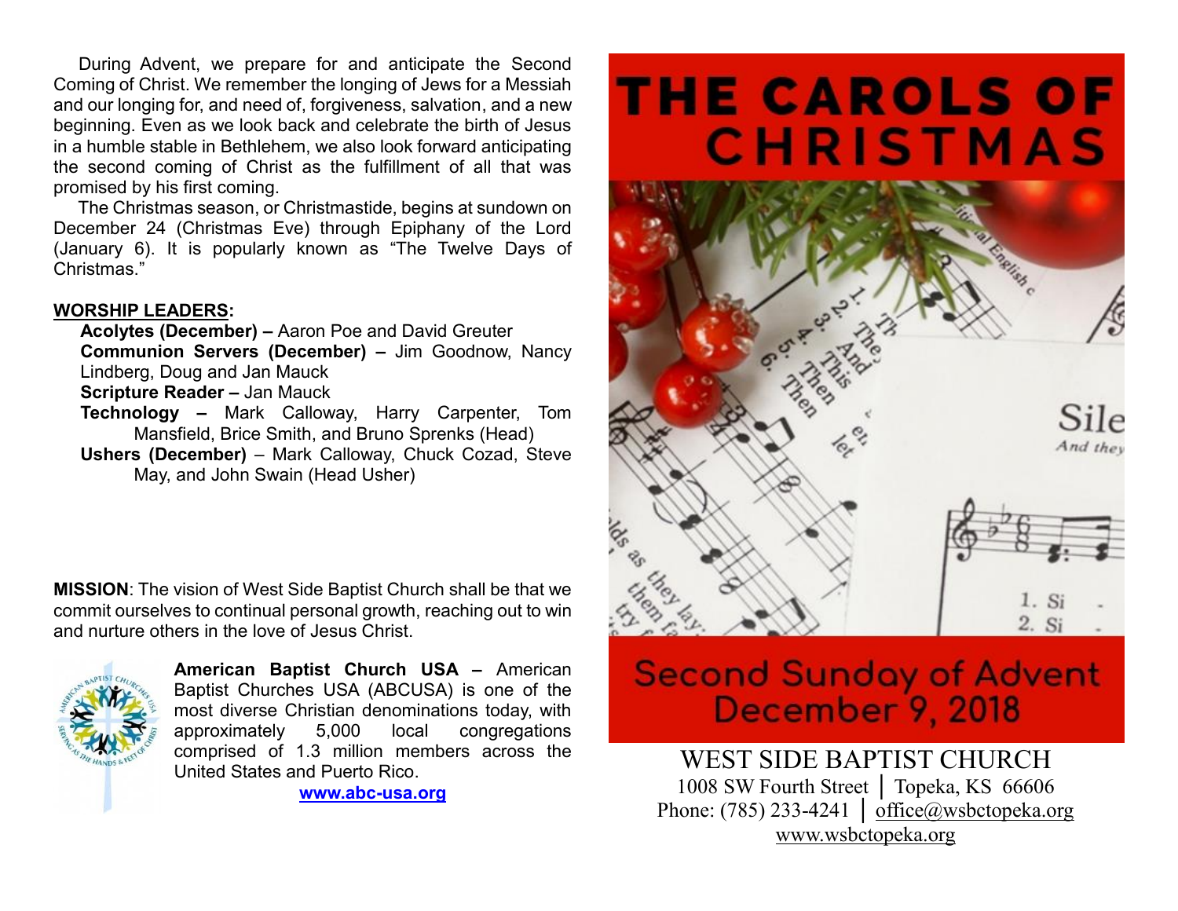During Advent, we prepare for and anticipate the Second Coming of Christ. We remember the longing of Jews for a Messiah and our longing for, and need of, forgiveness, salvation, and a new beginning. Even as we look back and celebrate the birth of Jesus in a humble stable in Bethlehem, we also look forward anticipating the second coming of Christ as the fulfillment of all that was promised by his first coming.

The Christmas season, or Christmastide, begins at sundown on December 24 (Christmas Eve) through Epiphany of the Lord (January 6). It is popularly known as "The Twelve Days of Christmas."

**WORSHIP LEADERS:**

**Acolytes (December) –** Aaron Poe and David Greuter
**Communion Servers (December) –** Jim Goodnow, Nancy Lindberg, Doug and Jan Mauck
**Scripture Reader –** Jan Mauck
**Technology –** Mark Calloway, Harry Carpenter, Tom Mansfield, Brice Smith, and Bruno Sprenks (Head)
**Ushers (December)** – Mark Calloway, Chuck Cozad, Steve May, and John Swain (Head Usher)

**MISSION**: The vision of West Side Baptist Church shall be that we commit ourselves to continual personal growth, reaching out to win and nurture others in the love of Jesus Christ.

**American Baptist Church USA –** American Baptist Churches USA (ABCUSA) is one of the most diverse Christian denominations today, with approximately 5,000 local congregations comprised of 1.3 million members across the United States and Puerto Rico.

www.abc-usa.org

# THE CAROLS OF CHRISTMAS

## Second Sunday of Advent
## December 9, 2018

WEST SIDE BAPTIST CHURCH
1008 SW Fourth Street | Topeka, KS 66606
Phone: (785) 233-4241 | office@wsbctopeka.org
www.wsbctopeka.org